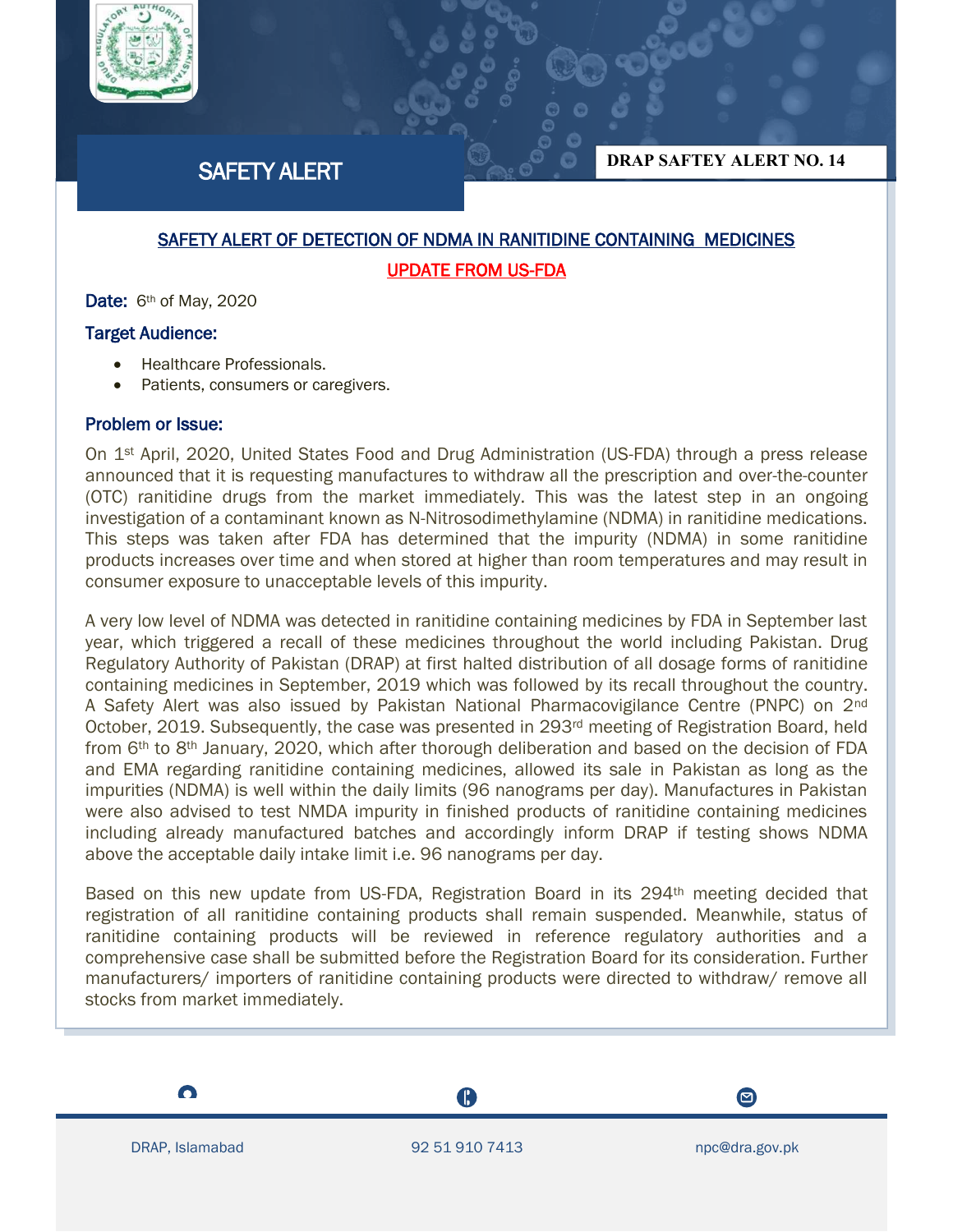# SAFETY ALERT

**DRAP SAFTEY ALERT NO. 14**

## SAFETY ALERT OF DETECTION OF NDMA IN RANITIDINE CONTAINING MEDICINES

## UPDATE FROM US-FDA

**Date:** 6th of May, 2020

### Target Audience:

- Healthcare Professionals.
- Patients, consumers or caregivers.

### Problem or Issue:

On 1st April, 2020, United States Food and Drug Administration (US-FDA) through a press release announced that it is requesting manufactures to withdraw all the prescription and over-the-counter (OTC) ranitidine drugs from the market immediately. This was the latest step in an ongoing investigation of a contaminant known as N-Nitrosodimethylamine (NDMA) in ranitidine medications. This steps was taken after FDA has determined that the impurity (NDMA) in some ranitidine products increases over time and when stored at higher than room temperatures and may result in consumer exposure to unacceptable levels of this impurity.

A very low level of NDMA was detected in ranitidine containing medicines by FDA in September last year, which triggered a recall of these medicines throughout the world including Pakistan. Drug Regulatory Authority of Pakistan (DRAP) at first halted distribution of all dosage forms of ranitidine containing medicines in September, 2019 which was followed by its recall throughout the country. A Safety Alert was also issued by Pakistan National Pharmacovigilance Centre (PNPC) on 2nd October, 2019. Subsequently, the case was presented in 293rd meeting of Registration Board, held from 6th to 8th January, 2020, which after thorough deliberation and based on the decision of FDA and EMA regarding ranitidine containing medicines, allowed its sale in Pakistan as long as the impurities (NDMA) is well within the daily limits (96 nanograms per day). Manufactures in Pakistan were also advised to test NMDA impurity in finished products of ranitidine containing medicines including already manufactured batches and accordingly inform DRAP if testing shows NDMA above the acceptable daily intake limit i.e. 96 nanograms per day.

Based on this new update from US-FDA, Registration Board in its 294th meeting decided that registration of all ranitidine containing products shall remain suspended. Meanwhile, status of ranitidine containing products will be reviewed in reference regulatory authorities and a comprehensive case shall be submitted before the Registration Board for its consideration. Further manufacturers/ importers of ranitidine containing products were directed to withdraw/ remove all stocks from market immediately.

DRAP, Islamabad | 92 51 910 7413 | npc@dra.gov.pk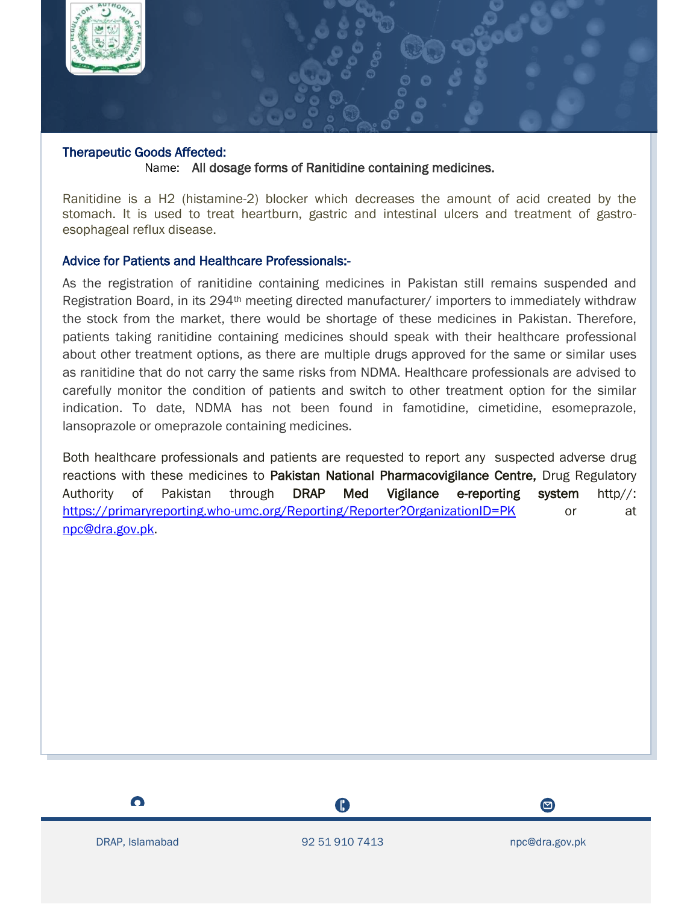### Therapeutic Goods Affected:

Name: **All dosage forms of Ranitidine containing medicines.**

Ranitidine is a H2 (histamine-2) blocker which decreases the amount of acid created by the stomach. It is used to treat heartburn, gastric and intestinal ulcers and treatment of gastro-esophageal reflux disease.

### Advice for Patients and Healthcare Professionals:-

As the registration of ranitidine containing medicines in Pakistan still remains suspended and Registration Board, in its 294th meeting directed manufacturer/ importers to immediately withdraw the stock from the market, there would be shortage of these medicines in Pakistan. Therefore, patients taking ranitidine containing medicines should speak with their healthcare professional about other treatment options, as there are multiple drugs approved for the same or similar uses as ranitidine that do not carry the same risks from NDMA. Healthcare professionals are advised to carefully monitor the condition of patients and switch to other treatment option for the similar indication. To date, NDMA has not been found in famotidine, cimetidine, esomeprazole, lansoprazole or omeprazole containing medicines.

Both healthcare professionals and patients are requested to report any suspected adverse drug reactions with these medicines to **Pakistan National Pharmacovigilance Centre,** Drug Regulatory Authority of Pakistan through **DRAP Med Vigilance e-reporting system** http//: https://primaryreporting.who-umc.org/Reporting/Reporter?OrganizationID=PK or at npc@dra.gov.pk.

DRAP, Islamabad

92 51 910 7413

npc@dra.gov.pk